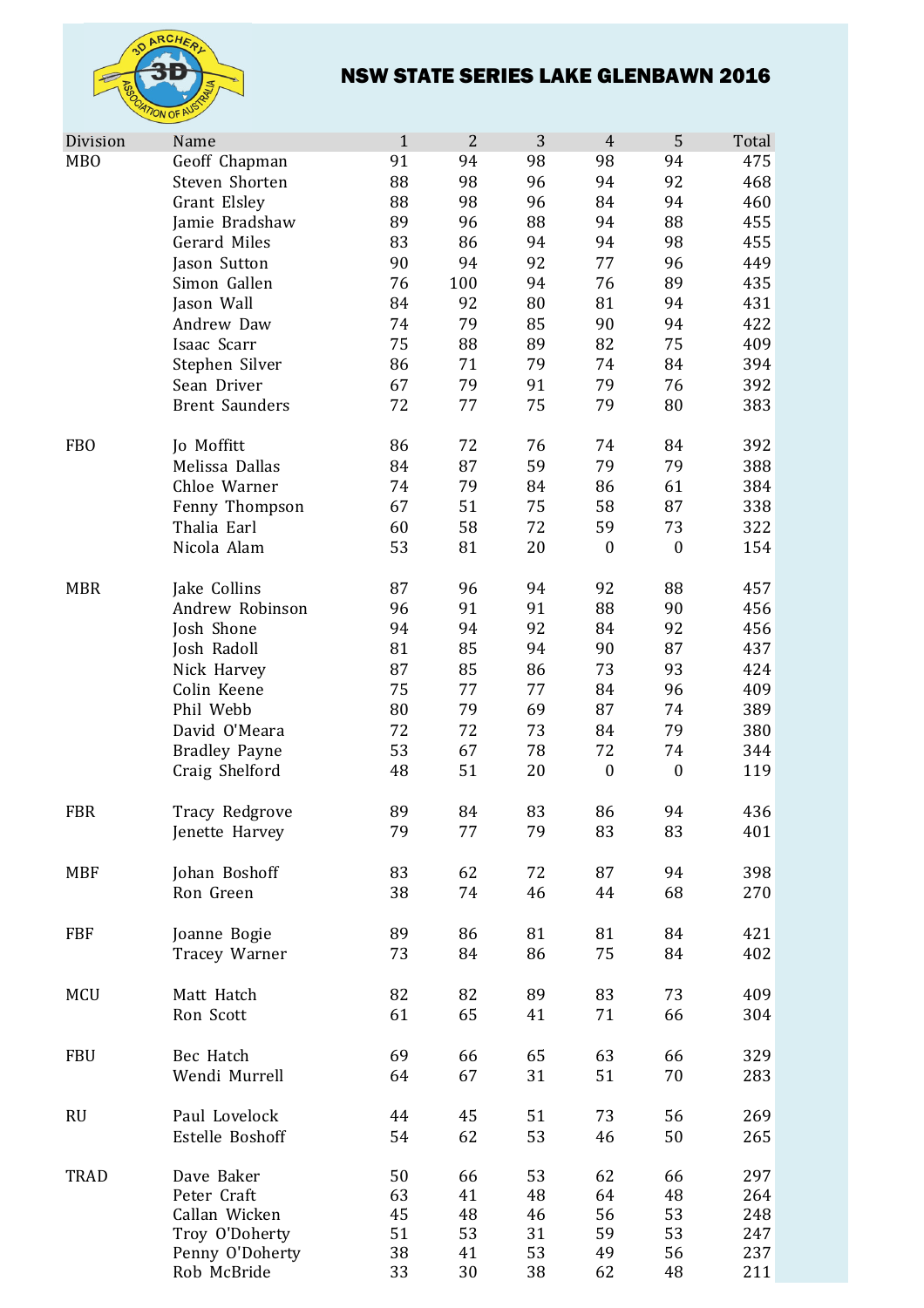# NSW STATE SERIES LAKE GLENBAWN 2016

| Division | Name | 1 | 2 | 3 | 4 | 5 | Total |
|---|---|---|---|---|---|---|---|
| MBO | Geoff Chapman | 91 | 94 | 98 | 98 | 94 | 475 |
| | Steven Shorten | 88 | 98 | 96 | 94 | 92 | 468 |
| | Grant Elsley | 88 | 98 | 96 | 84 | 94 | 460 |
| | Jamie Bradshaw | 89 | 96 | 88 | 94 | 88 | 455 |
| | Gerard Miles | 83 | 86 | 94 | 94 | 98 | 455 |
| | Jason Sutton | 90 | 94 | 92 | 77 | 96 | 449 |
| | Simon Gallen | 76 | 100 | 94 | 76 | 89 | 435 |
| | Jason Wall | 84 | 92 | 80 | 81 | 94 | 431 |
| | Andrew Daw | 74 | 79 | 85 | 90 | 94 | 422 |
| | Isaac Scarr | 75 | 88 | 89 | 82 | 75 | 409 |
| | Stephen Silver | 86 | 71 | 79 | 74 | 84 | 394 |
| | Sean Driver | 67 | 79 | 91 | 79 | 76 | 392 |
| | Brent Saunders | 72 | 77 | 75 | 79 | 80 | 383 |
| | | | | | | | |
| FBO | Jo Moffitt | 86 | 72 | 76 | 74 | 84 | 392 |
| | Melissa Dallas | 84 | 87 | 59 | 79 | 79 | 388 |
| | Chloe Warner | 74 | 79 | 84 | 86 | 61 | 384 |
| | Fenny Thompson | 67 | 51 | 75 | 58 | 87 | 338 |
| | Thalia Earl | 60 | 58 | 72 | 59 | 73 | 322 |
| | Nicola Alam | 53 | 81 | 20 | 0 | 0 | 154 |
| | | | | | | | |
| MBR | Jake Collins | 87 | 96 | 94 | 92 | 88 | 457 |
| | Andrew Robinson | 96 | 91 | 91 | 88 | 90 | 456 |
| | Josh Shone | 94 | 94 | 92 | 84 | 92 | 456 |
| | Josh Radoll | 81 | 85 | 94 | 90 | 87 | 437 |
| | Nick Harvey | 87 | 85 | 86 | 73 | 93 | 424 |
| | Colin Keene | 75 | 77 | 77 | 84 | 96 | 409 |
| | Phil Webb | 80 | 79 | 69 | 87 | 74 | 389 |
| | David O'Meara | 72 | 72 | 73 | 84 | 79 | 380 |
| | Bradley Payne | 53 | 67 | 78 | 72 | 74 | 344 |
| | Craig Shelford | 48 | 51 | 20 | 0 | 0 | 119 |
| | | | | | | | |
| FBR | Tracy Redgrove | 89 | 84 | 83 | 86 | 94 | 436 |
| | Jenette Harvey | 79 | 77 | 79 | 83 | 83 | 401 |
| | | | | | | | |
| MBF | Johan Boshoff | 83 | 62 | 72 | 87 | 94 | 398 |
| | Ron Green | 38 | 74 | 46 | 44 | 68 | 270 |
| | | | | | | | |
| FBF | Joanne Bogie | 89 | 86 | 81 | 81 | 84 | 421 |
| | Tracey Warner | 73 | 84 | 86 | 75 | 84 | 402 |
| | | | | | | | |
| MCU | Matt Hatch | 82 | 82 | 89 | 83 | 73 | 409 |
| | Ron Scott | 61 | 65 | 41 | 71 | 66 | 304 |
| | | | | | | | |
| FBU | Bec Hatch | 69 | 66 | 65 | 63 | 66 | 329 |
| | Wendi Murrell | 64 | 67 | 31 | 51 | 70 | 283 |
| | | | | | | | |
| RU | Paul Lovelock | 44 | 45 | 51 | 73 | 56 | 269 |
| | Estelle Boshoff | 54 | 62 | 53 | 46 | 50 | 265 |
| | | | | | | | |
| TRAD | Dave Baker | 50 | 66 | 53 | 62 | 66 | 297 |
| | Peter Craft | 63 | 41 | 48 | 64 | 48 | 264 |
| | Callan Wicken | 45 | 48 | 46 | 56 | 53 | 248 |
| | Troy O'Doherty | 51 | 53 | 31 | 59 | 53 | 247 |
| | Penny O'Doherty | 38 | 41 | 53 | 49 | 56 | 237 |
| | Rob McBride | 33 | 30 | 38 | 62 | 48 | 211 |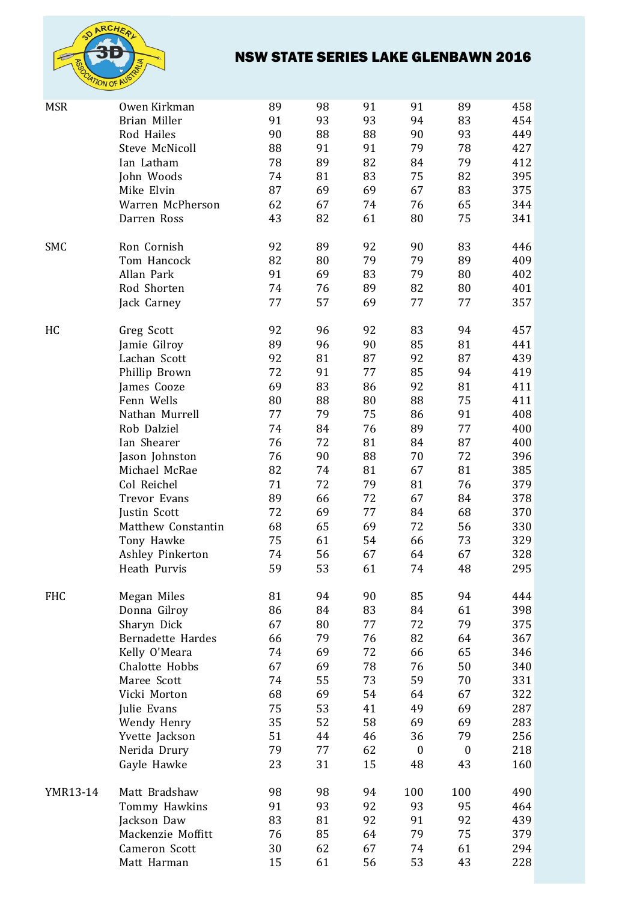# NSW STATE SERIES LAKE GLENBAWN 2016

| | | | | | | | |
|---|---|---|---|---|---|---|---|
| MSR | Owen Kirkman | 89 | 98 | 91 | 91 | 89 | 458 |
| | Brian Miller | 91 | 93 | 93 | 94 | 83 | 454 |
| | Rod Hailes | 90 | 88 | 88 | 90 | 93 | 449 |
| | Steve McNicoll | 88 | 91 | 91 | 79 | 78 | 427 |
| | Ian Latham | 78 | 89 | 82 | 84 | 79 | 412 |
| | John Woods | 74 | 81 | 83 | 75 | 82 | 395 |
| | Mike Elvin | 87 | 69 | 69 | 67 | 83 | 375 |
| | Warren McPherson | 62 | 67 | 74 | 76 | 65 | 344 |
| | Darren Ross | 43 | 82 | 61 | 80 | 75 | 341 |
| | | | | | | | |
| SMC | Ron Cornish | 92 | 89 | 92 | 90 | 83 | 446 |
| | Tom Hancock | 82 | 80 | 79 | 79 | 89 | 409 |
| | Allan Park | 91 | 69 | 83 | 79 | 80 | 402 |
| | Rod Shorten | 74 | 76 | 89 | 82 | 80 | 401 |
| | Jack Carney | 77 | 57 | 69 | 77 | 77 | 357 |
| | | | | | | | |
| HC | Greg Scott | 92 | 96 | 92 | 83 | 94 | 457 |
| | Jamie Gilroy | 89 | 96 | 90 | 85 | 81 | 441 |
| | Lachan Scott | 92 | 81 | 87 | 92 | 87 | 439 |
| | Phillip Brown | 72 | 91 | 77 | 85 | 94 | 419 |
| | James Cooze | 69 | 83 | 86 | 92 | 81 | 411 |
| | Fenn Wells | 80 | 88 | 80 | 88 | 75 | 411 |
| | Nathan Murrell | 77 | 79 | 75 | 86 | 91 | 408 |
| | Rob Dalziel | 74 | 84 | 76 | 89 | 77 | 400 |
| | Ian Shearer | 76 | 72 | 81 | 84 | 87 | 400 |
| | Jason Johnston | 76 | 90 | 88 | 70 | 72 | 396 |
| | Michael McRae | 82 | 74 | 81 | 67 | 81 | 385 |
| | Col Reichel | 71 | 72 | 79 | 81 | 76 | 379 |
| | Trevor Evans | 89 | 66 | 72 | 67 | 84 | 378 |
| | Justin Scott | 72 | 69 | 77 | 84 | 68 | 370 |
| | Matthew Constantin | 68 | 65 | 69 | 72 | 56 | 330 |
| | Tony Hawke | 75 | 61 | 54 | 66 | 73 | 329 |
| | Ashley Pinkerton | 74 | 56 | 67 | 64 | 67 | 328 |
| | Heath Purvis | 59 | 53 | 61 | 74 | 48 | 295 |
| | | | | | | | |
| FHC | Megan Miles | 81 | 94 | 90 | 85 | 94 | 444 |
| | Donna Gilroy | 86 | 84 | 83 | 84 | 61 | 398 |
| | Sharyn Dick | 67 | 80 | 77 | 72 | 79 | 375 |
| | Bernadette Hardes | 66 | 79 | 76 | 82 | 64 | 367 |
| | Kelly O'Meara | 74 | 69 | 72 | 66 | 65 | 346 |
| | Chalotte Hobbs | 67 | 69 | 78 | 76 | 50 | 340 |
| | Maree Scott | 74 | 55 | 73 | 59 | 70 | 331 |
| | Vicki Morton | 68 | 69 | 54 | 64 | 67 | 322 |
| | Julie Evans | 75 | 53 | 41 | 49 | 69 | 287 |
| | Wendy Henry | 35 | 52 | 58 | 69 | 69 | 283 |
| | Yvette Jackson | 51 | 44 | 46 | 36 | 79 | 256 |
| | Nerida Drury | 79 | 77 | 62 | 0 | 0 | 218 |
| | Gayle Hawke | 23 | 31 | 15 | 48 | 43 | 160 |
| | | | | | | | |
| YMR13-14 | Matt Bradshaw | 98 | 98 | 94 | 100 | 100 | 490 |
| | Tommy Hawkins | 91 | 93 | 92 | 93 | 95 | 464 |
| | Jackson Daw | 83 | 81 | 92 | 91 | 92 | 439 |
| | Mackenzie Moffitt | 76 | 85 | 64 | 79 | 75 | 379 |
| | Cameron Scott | 30 | 62 | 67 | 74 | 61 | 294 |
| | Matt Harman | 15 | 61 | 56 | 53 | 43 | 228 |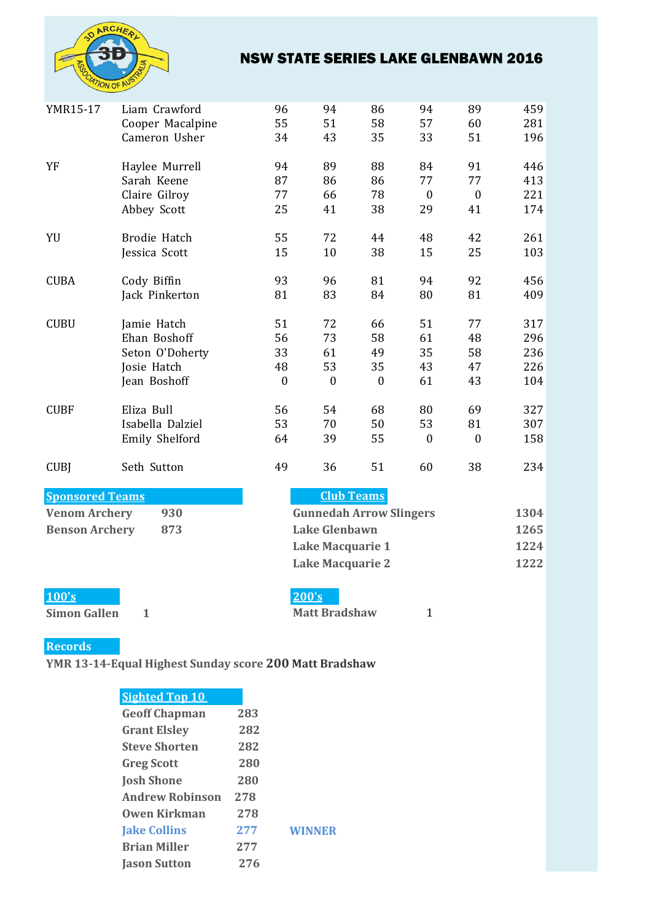# NSW STATE SERIES LAKE GLENBAWN 2016

| | | | | | | | |
|---|---|---|---|---|---|---|---|
| YMR15-17 | Liam Crawford | 96 | 94 | 86 | 94 | 89 | 459 |
| | Cooper Macalpine | 55 | 51 | 58 | 57 | 60 | 281 |
| | Cameron Usher | 34 | 43 | 35 | 33 | 51 | 196 |
| YF | Haylee Murrell | 94 | 89 | 88 | 84 | 91 | 446 |
| | Sarah Keene | 87 | 86 | 86 | 77 | 77 | 413 |
| | Claire Gilroy | 77 | 66 | 78 | 0 | 0 | 221 |
| | Abbey Scott | 25 | 41 | 38 | 29 | 41 | 174 |
| YU | Brodie Hatch | 55 | 72 | 44 | 48 | 42 | 261 |
| | Jessica Scott | 15 | 10 | 38 | 15 | 25 | 103 |
| CUBA | Cody Biffin | 93 | 96 | 81 | 94 | 92 | 456 |
| | Jack Pinkerton | 81 | 83 | 84 | 80 | 81 | 409 |
| CUBU | Jamie Hatch | 51 | 72 | 66 | 51 | 77 | 317 |
| | Ehan Boshoff | 56 | 73 | 58 | 61 | 48 | 296 |
| | Seton O'Doherty | 33 | 61 | 49 | 35 | 58 | 236 |
| | Josie Hatch | 48 | 53 | 35 | 43 | 47 | 226 |
| | Jean Boshoff | 0 | 0 | 0 | 61 | 43 | 104 |
| CUBF | Eliza Bull | 56 | 54 | 68 | 80 | 69 | 327 |
| | Isabella Dalziel | 53 | 70 | 50 | 53 | 81 | 307 |
| | Emily Shelford | 64 | 39 | 55 | 0 | 0 | 158 |
| CUBJ | Seth Sutton | 49 | 36 | 51 | 60 | 38 | 234 |

**Sponsored Teams**

| | |
|---|---|
| Venom Archery | 930 |
| Benson Archery | 873 |

**Club Teams**

| | |
|---|---|
| Gunnedah Arrow Slingers | 1304 |
| Lake Glenbawn | 1265 |
| Lake Macquarie 1 | 1224 |
| Lake Macquarie 2 | 1222 |

**100's**

Simon Gallen 1

**200's**

Matt Bradshaw 1

**Records**

YMR 13-14-Equal Highest Sunday score 200 Matt Bradshaw

**Sighted Top 10**

| | | |
|---|---|---|
| Geoff Chapman | 283 | |
| Grant Elsley | 282 | |
| Steve Shorten | 282 | |
| Greg Scott | 280 | |
| Josh Shone | 280 | |
| Andrew Robinson | 278 | |
| Owen Kirkman | 278 | |
| Jake Collins | 277 | WINNER |
| Brian Miller | 277 | |
| Jason Sutton | 276 | |